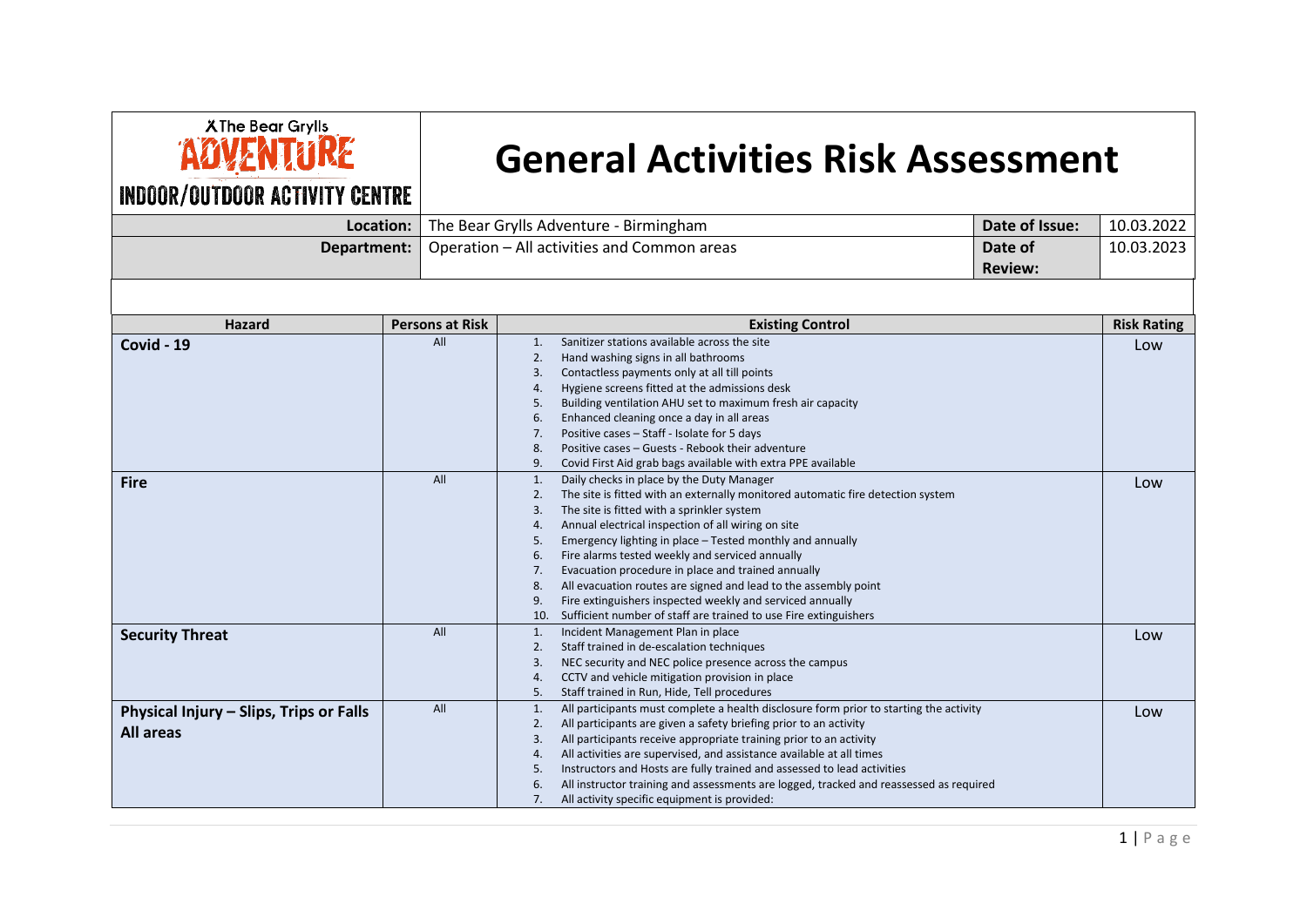# General Activities Risk Assessment

X The Bear Grylls ADVENTURE INDOOR/OUTDOOR ACTIVITY CENTRE

| | | | |
|---|---|---|---|
| **Location:** | The Bear Grylls Adventure - Birmingham | **Date of Issue:** | 10.03.2022 |
| **Department:** | Operation – All activities and Common areas | **Date of Review:** | 10.03.2023 |

| Hazard | Persons at Risk | Existing Control | Risk Rating |
|---|---|---|---|
| **Covid - 19** | All | 1. Sanitizer stations available across the site<br>2. Hand washing signs in all bathrooms<br>3. Contactless payments only at all till points<br>4. Hygiene screens fitted at the admissions desk<br>5. Building ventilation AHU set to maximum fresh air capacity<br>6. Enhanced cleaning once a day in all areas<br>7. Positive cases – Staff - Isolate for 5 days<br>8. Positive cases – Guests - Rebook their adventure<br>9. Covid First Aid grab bags available with extra PPE available | Low |
| **Fire** | All | 1. Daily checks in place by the Duty Manager<br>2. The site is fitted with an externally monitored automatic fire detection system<br>3. The site is fitted with a sprinkler system<br>4. Annual electrical inspection of all wiring on site<br>5. Emergency lighting in place – Tested monthly and annually<br>6. Fire alarms tested weekly and serviced annually<br>7. Evacuation procedure in place and trained annually<br>8. All evacuation routes are signed and lead to the assembly point<br>9. Fire extinguishers inspected weekly and serviced annually<br>10. Sufficient number of staff are trained to use Fire extinguishers | Low |
| **Security Threat** | All | 1. Incident Management Plan in place<br>2. Staff trained in de-escalation techniques<br>3. NEC security and NEC police presence across the campus<br>4. CCTV and vehicle mitigation provision in place<br>5. Staff trained in Run, Hide, Tell procedures | Low |
| **Physical Injury – Slips, Trips or Falls All areas** | All | 1. All participants must complete a health disclosure form prior to starting the activity<br>2. All participants are given a safety briefing prior to an activity<br>3. All participants receive appropriate training prior to an activity<br>4. All activities are supervised, and assistance available at all times<br>5. Instructors and Hosts are fully trained and assessed to lead activities<br>6. All instructor training and assessments are logged, tracked and reassessed as required<br>7. All activity specific equipment is provided: | Low |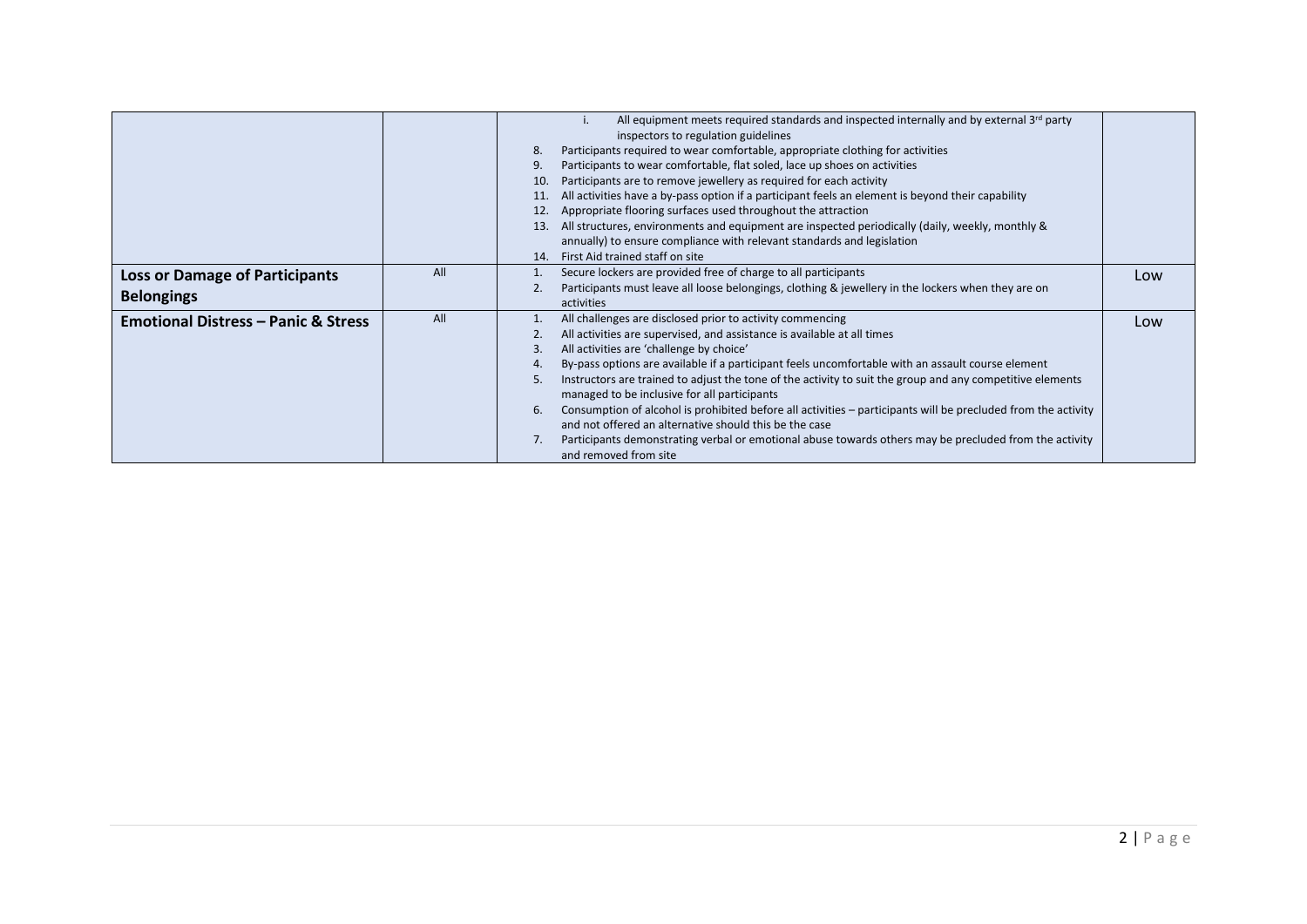| | | | |
|---|---|---|---|
| | | i. All equipment meets required standards and inspected internally and by external 3rd party inspectors to regulation guidelines<br>8. Participants required to wear comfortable, appropriate clothing for activities<br>9. Participants to wear comfortable, flat soled, lace up shoes on activities<br>10. Participants are to remove jewellery as required for each activity<br>11. All activities have a by-pass option if a participant feels an element is beyond their capability<br>12. Appropriate flooring surfaces used throughout the attraction<br>13. All structures, environments and equipment are inspected periodically (daily, weekly, monthly & annually) to ensure compliance with relevant standards and legislation<br>14. First Aid trained staff on site | |
| **Loss or Damage of Participants Belongings** | All | 1. Secure lockers are provided free of charge to all participants<br>2. Participants must leave all loose belongings, clothing & jewellery in the lockers when they are on activities | Low |
| **Emotional Distress – Panic & Stress** | All | 1. All challenges are disclosed prior to activity commencing<br>2. All activities are supervised, and assistance is available at all times<br>3. All activities are 'challenge by choice'<br>4. By-pass options are available if a participant feels uncomfortable with an assault course element<br>5. Instructors are trained to adjust the tone of the activity to suit the group and any competitive elements managed to be inclusive for all participants<br>6. Consumption of alcohol is prohibited before all activities – participants will be precluded from the activity and not offered an alternative should this be the case<br>7. Participants demonstrating verbal or emotional abuse towards others may be precluded from the activity and removed from site | Low |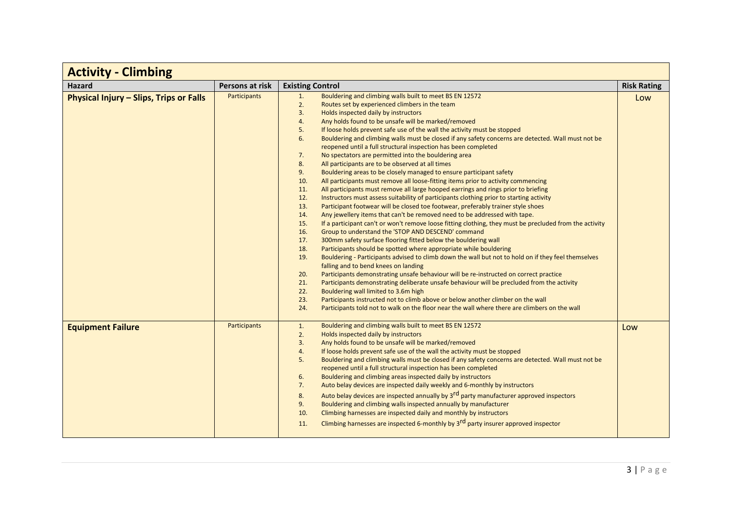## Activity - Climbing

| Hazard | Persons at risk | Existing Control | Risk Rating |
|---|---|---|---|
| **Physical Injury – Slips, Trips or Falls** | Participants | 1. Bouldering and climbing walls built to meet BS EN 12572<br>2. Routes set by experienced climbers in the team<br>3. Holds inspected daily by instructors<br>4. Any holds found to be unsafe will be marked/removed<br>5. If loose holds prevent safe use of the wall the activity must be stopped<br>6. Bouldering and climbing walls must be closed if any safety concerns are detected. Wall must not be reopened until a full structural inspection has been completed<br>7. No spectators are permitted into the bouldering area<br>8. All participants are to be observed at all times<br>9. Bouldering areas to be closely managed to ensure participant safety<br>10. All participants must remove all loose-fitting items prior to activity commencing<br>11. All participants must remove all large hooped earrings and rings prior to briefing<br>12. Instructors must assess suitability of participants clothing prior to starting activity<br>13. Participant footwear will be closed toe footwear, preferably trainer style shoes<br>14. Any jewellery items that can't be removed need to be addressed with tape.<br>15. If a participant can't or won't remove loose fitting clothing, they must be precluded from the activity<br>16. Group to understand the 'STOP AND DESCEND' command<br>17. 300mm safety surface flooring fitted below the bouldering wall<br>18. Participants should be spotted where appropriate while bouldering<br>19. Bouldering - Participants advised to climb down the wall but not to hold on if they feel themselves falling and to bend knees on landing<br>20. Participants demonstrating unsafe behaviour will be re-instructed on correct practice<br>21. Participants demonstrating deliberate unsafe behaviour will be precluded from the activity<br>22. Bouldering wall limited to 3.6m high<br>23. Participants instructed not to climb above or below another climber on the wall<br>24. Participants told not to walk on the floor near the wall where there are climbers on the wall | Low |
| **Equipment Failure** | Participants | 1. Bouldering and climbing walls built to meet BS EN 12572<br>2. Holds inspected daily by instructors<br>3. Any holds found to be unsafe will be marked/removed<br>4. If loose holds prevent safe use of the wall the activity must be stopped<br>5. Bouldering and climbing walls must be closed if any safety concerns are detected. Wall must not be reopened until a full structural inspection has been completed<br>6. Bouldering and climbing areas inspected daily by instructors<br>7. Auto belay devices are inspected daily weekly and 6-monthly by instructors<br>8. Auto belay devices are inspected annually by 3rd party manufacturer approved inspectors<br>9. Bouldering and climbing walls inspected annually by manufacturer<br>10. Climbing harnesses are inspected daily and monthly by instructors<br>11. Climbing harnesses are inspected 6-monthly by 3rd party insurer approved inspector | Low |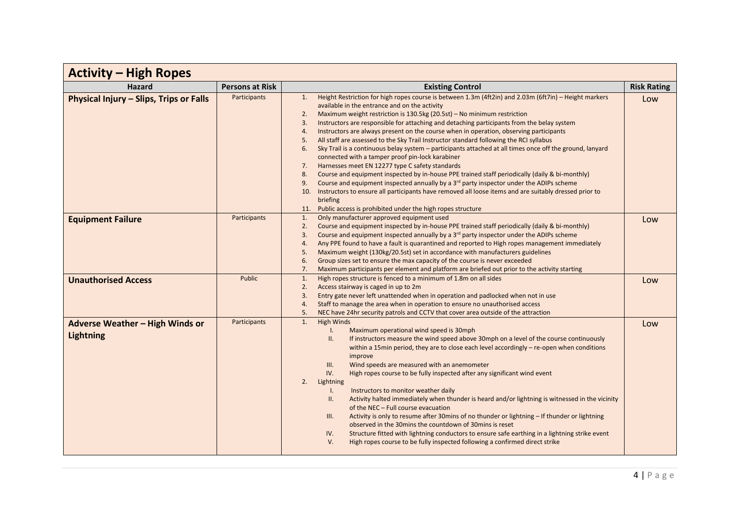## Activity – High Ropes

| Hazard | Persons at Risk | Existing Control | Risk Rating |
|---|---|---|---|
| **Physical Injury – Slips, Trips or Falls** | Participants | 1. Height Restriction for high ropes course is between 1.3m (4ft2in) and 2.03m (6ft7in) – Height markers available in the entrance and on the activity<br>2. Maximum weight restriction is 130.5kg (20.5st) – No minimum restriction<br>3. Instructors are responsible for attaching and detaching participants from the belay system<br>4. Instructors are always present on the course when in operation, observing participants<br>5. All staff are assessed to the Sky Trail Instructor standard following the RCI syllabus<br>6. Sky Trail is a continuous belay system – participants attached at all times once off the ground, lanyard connected with a tamper proof pin-lock karabiner<br>7. Harnesses meet EN 12277 type C safety standards<br>8. Course and equipment inspected by in-house PPE trained staff periodically (daily & bi-monthly)<br>9. Course and equipment inspected annually by a 3rd party inspector under the ADIPs scheme<br>10. Instructors to ensure all participants have removed all loose items and are suitably dressed prior to briefing<br>11. Public access is prohibited under the high ropes structure | Low |
| **Equipment Failure** | Participants | 1. Only manufacturer approved equipment used<br>2. Course and equipment inspected by in-house PPE trained staff periodically (daily & bi-monthly)<br>3. Course and equipment inspected annually by a 3rd party inspector under the ADIPs scheme<br>4. Any PPE found to have a fault is quarantined and reported to High ropes management immediately<br>5. Maximum weight (130kg/20.5st) set in accordance with manufacturers guidelines<br>6. Group sizes set to ensure the max capacity of the course is never exceeded<br>7. Maximum participants per element and platform are briefed out prior to the activity starting | Low |
| **Unauthorised Access** | Public | 1. High ropes structure is fenced to a minimum of 1.8m on all sides<br>2. Access stairway is caged in up to 2m<br>3. Entry gate never left unattended when in operation and padlocked when not in use<br>4. Staff to manage the area when in operation to ensure no unauthorised access<br>5. NEC have 24hr security patrols and CCTV that cover area outside of the attraction | Low |
| **Adverse Weather – High Winds or Lightning** | Participants | 1. High Winds<br>&nbsp;&nbsp;I. Maximum operational wind speed is 30mph<br>&nbsp;&nbsp;II. If instructors measure the wind speed above 30mph on a level of the course continuously within a 15min period, they are to close each level accordingly – re-open when conditions improve<br>&nbsp;&nbsp;III. Wind speeds are measured with an anemometer<br>&nbsp;&nbsp;IV. High ropes course to be fully inspected after any significant wind event<br>2. Lightning<br>&nbsp;&nbsp;I. Instructors to monitor weather daily<br>&nbsp;&nbsp;II. Activity halted immediately when thunder is heard and/or lightning is witnessed in the vicinity of the NEC – Full course evacuation<br>&nbsp;&nbsp;III. Activity is only to resume after 30mins of no thunder or lightning – If thunder or lightning observed in the 30mins the countdown of 30mins is reset<br>&nbsp;&nbsp;IV. Structure fitted with lightning conductors to ensure safe earthing in a lightning strike event<br>&nbsp;&nbsp;V. High ropes course to be fully inspected following a confirmed direct strike | Low |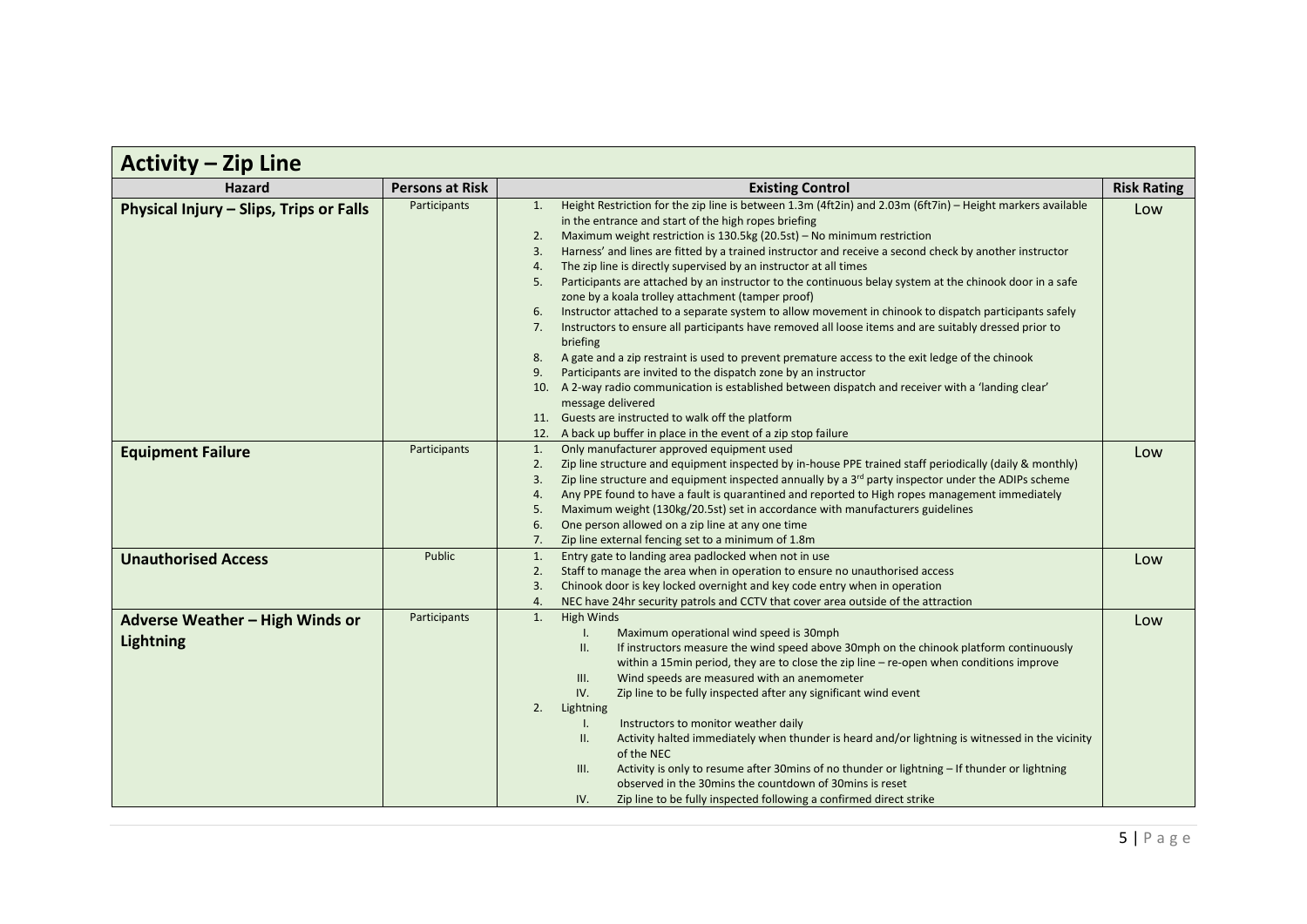## Activity – Zip Line

| Hazard | Persons at Risk | Existing Control | Risk Rating |
|---|---|---|---|
| **Physical Injury – Slips, Trips or Falls** | Participants | 1. Height Restriction for the zip line is between 1.3m (4ft2in) and 2.03m (6ft7in) – Height markers available in the entrance and start of the high ropes briefing<br>2. Maximum weight restriction is 130.5kg (20.5st) – No minimum restriction<br>3. Harness' and lines are fitted by a trained instructor and receive a second check by another instructor<br>4. The zip line is directly supervised by an instructor at all times<br>5. Participants are attached by an instructor to the continuous belay system at the chinook door in a safe zone by a koala trolley attachment (tamper proof)<br>6. Instructor attached to a separate system to allow movement in chinook to dispatch participants safely<br>7. Instructors to ensure all participants have removed all loose items and are suitably dressed prior to briefing<br>8. A gate and a zip restraint is used to prevent premature access to the exit ledge of the chinook<br>9. Participants are invited to the dispatch zone by an instructor<br>10. A 2-way radio communication is established between dispatch and receiver with a 'landing clear' message delivered<br>11. Guests are instructed to walk off the platform<br>12. A back up buffer in place in the event of a zip stop failure | Low |
| **Equipment Failure** | Participants | 1. Only manufacturer approved equipment used<br>2. Zip line structure and equipment inspected by in-house PPE trained staff periodically (daily & monthly)<br>3. Zip line structure and equipment inspected annually by a 3rd party inspector under the ADIPs scheme<br>4. Any PPE found to have a fault is quarantined and reported to High ropes management immediately<br>5. Maximum weight (130kg/20.5st) set in accordance with manufacturers guidelines<br>6. One person allowed on a zip line at any one time<br>7. Zip line external fencing set to a minimum of 1.8m | Low |
| **Unauthorised Access** | Public | 1. Entry gate to landing area padlocked when not in use<br>2. Staff to manage the area when in operation to ensure no unauthorised access<br>3. Chinook door is key locked overnight and key code entry when in operation<br>4. NEC have 24hr security patrols and CCTV that cover area outside of the attraction | Low |
| **Adverse Weather – High Winds or Lightning** | Participants | 1. High Winds<br>I. Maximum operational wind speed is 30mph<br>II. If instructors measure the wind speed above 30mph on the chinook platform continuously within a 15min period, they are to close the zip line – re-open when conditions improve<br>III. Wind speeds are measured with an anemometer<br>IV. Zip line to be fully inspected after any significant wind event<br>2. Lightning<br>I. Instructors to monitor weather daily<br>II. Activity halted immediately when thunder is heard and/or lightning is witnessed in the vicinity of the NEC<br>III. Activity is only to resume after 30mins of no thunder or lightning – If thunder or lightning observed in the 30mins the countdown of 30mins is reset<br>IV. Zip line to be fully inspected following a confirmed direct strike | Low |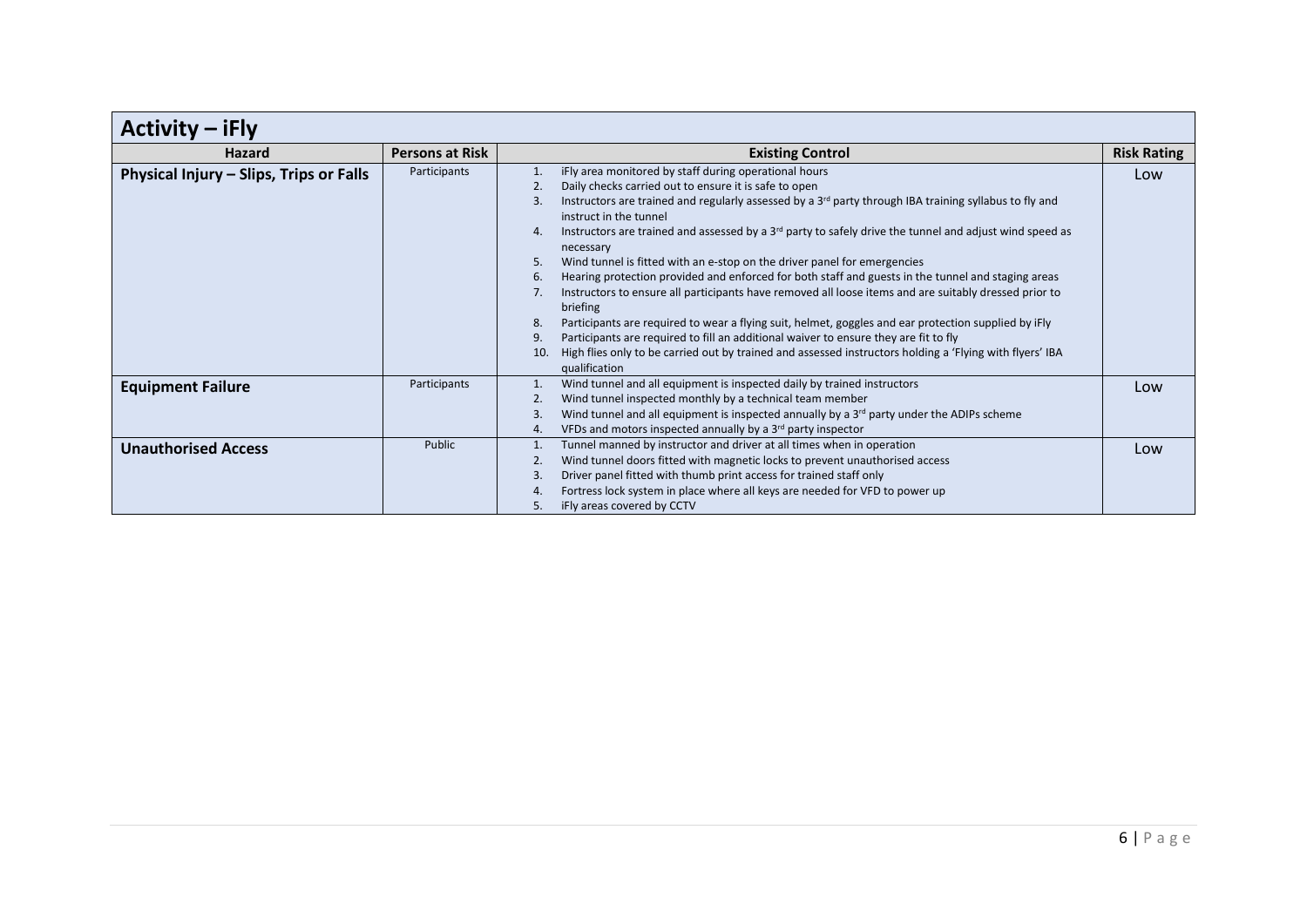## Activity – iFly

| Hazard | Persons at Risk | Existing Control | Risk Rating |
|---|---|---|---|
| **Physical Injury – Slips, Trips or Falls** | Participants | 1. iFly area monitored by staff during operational hours<br>2. Daily checks carried out to ensure it is safe to open<br>3. Instructors are trained and regularly assessed by a 3rd party through IBA training syllabus to fly and instruct in the tunnel<br>4. Instructors are trained and assessed by a 3rd party to safely drive the tunnel and adjust wind speed as necessary<br>5. Wind tunnel is fitted with an e-stop on the driver panel for emergencies<br>6. Hearing protection provided and enforced for both staff and guests in the tunnel and staging areas<br>7. Instructors to ensure all participants have removed all loose items and are suitably dressed prior to briefing<br>8. Participants are required to wear a flying suit, helmet, goggles and ear protection supplied by iFly<br>9. Participants are required to fill an additional waiver to ensure they are fit to fly<br>10. High flies only to be carried out by trained and assessed instructors holding a 'Flying with flyers' IBA qualification | Low |
| **Equipment Failure** | Participants | 1. Wind tunnel and all equipment is inspected daily by trained instructors<br>2. Wind tunnel inspected monthly by a technical team member<br>3. Wind tunnel and all equipment is inspected annually by a 3rd party under the ADIPs scheme<br>4. VFDs and motors inspected annually by a 3rd party inspector | Low |
| **Unauthorised Access** | Public | 1. Tunnel manned by instructor and driver at all times when in operation<br>2. Wind tunnel doors fitted with magnetic locks to prevent unauthorised access<br>3. Driver panel fitted with thumb print access for trained staff only<br>4. Fortress lock system in place where all keys are needed for VFD to power up<br>5. iFly areas covered by CCTV | Low |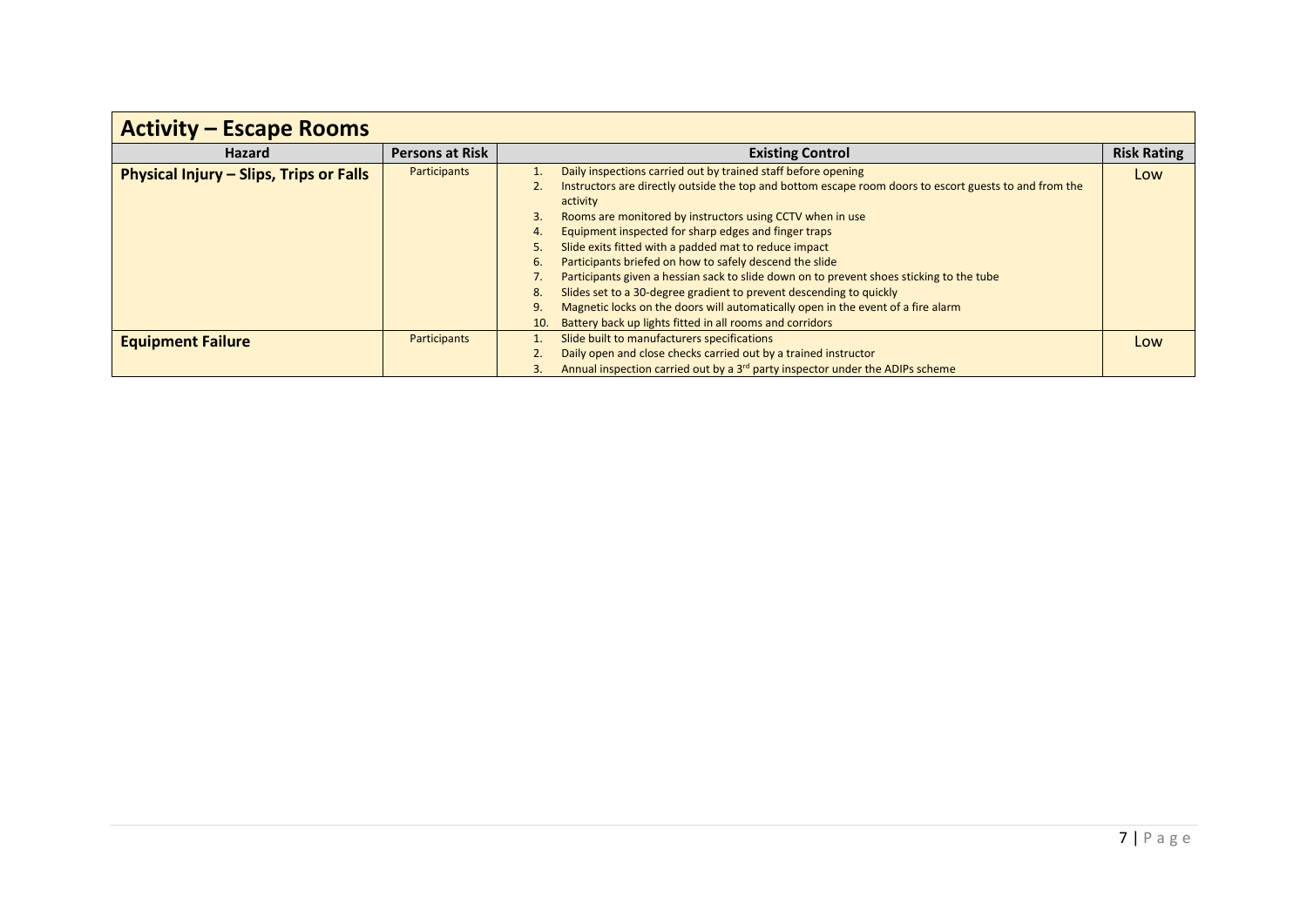## Activity – Escape Rooms

| Hazard | Persons at Risk | Existing Control | Risk Rating |
|---|---|---|---|
| **Physical Injury – Slips, Trips or Falls** | Participants | 1. Daily inspections carried out by trained staff before opening<br>2. Instructors are directly outside the top and bottom escape room doors to escort guests to and from the activity<br>3. Rooms are monitored by instructors using CCTV when in use<br>4. Equipment inspected for sharp edges and finger traps<br>5. Slide exits fitted with a padded mat to reduce impact<br>6. Participants briefed on how to safely descend the slide<br>7. Participants given a hessian sack to slide down on to prevent shoes sticking to the tube<br>8. Slides set to a 30-degree gradient to prevent descending to quickly<br>9. Magnetic locks on the doors will automatically open in the event of a fire alarm<br>10. Battery back up lights fitted in all rooms and corridors | Low |
| **Equipment Failure** | Participants | 1. Slide built to manufacturers specifications<br>2. Daily open and close checks carried out by a trained instructor<br>3. Annual inspection carried out by a 3rd party inspector under the ADIPs scheme | Low |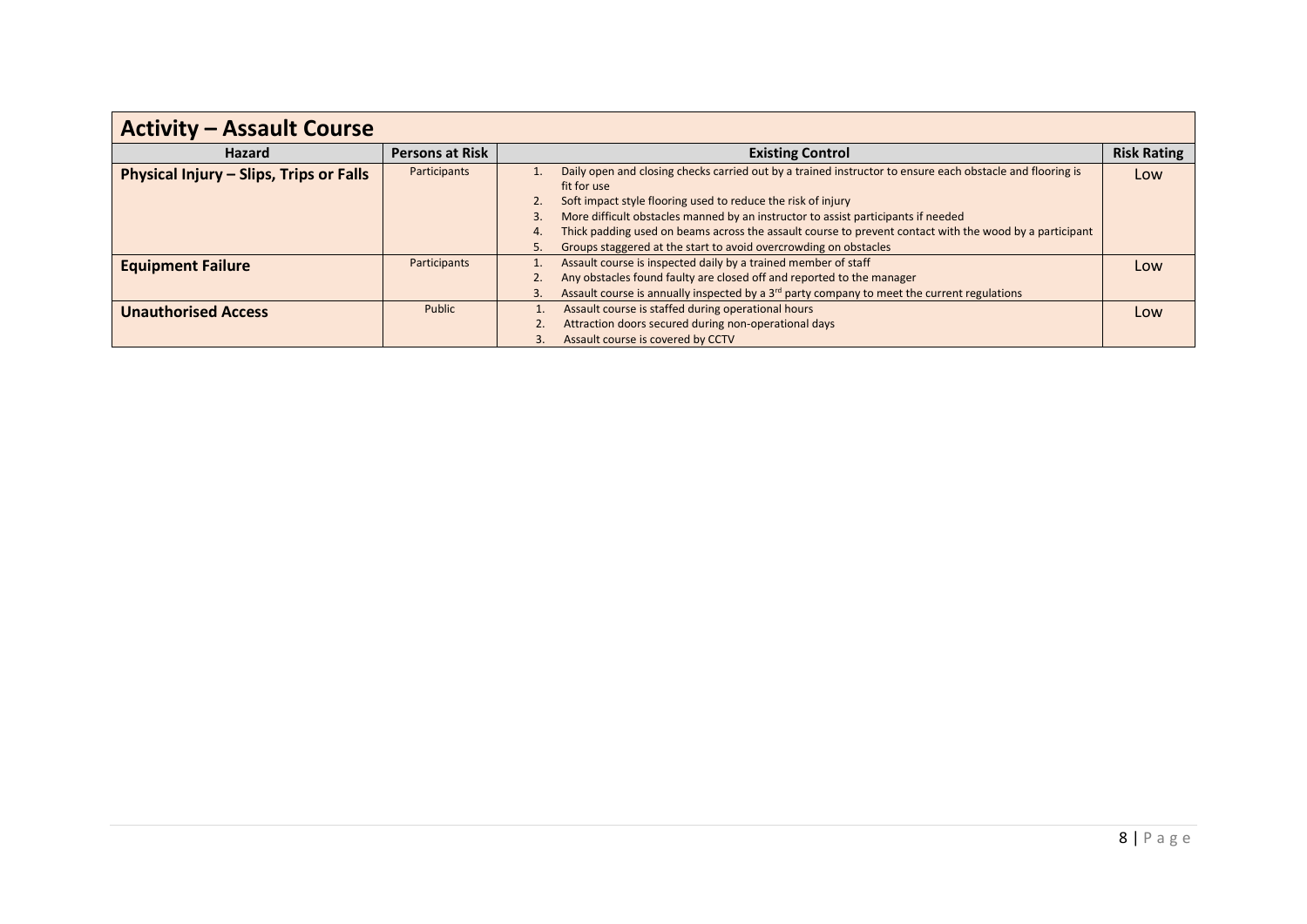| **Activity – Assault Course** | | | |
|---|---|---|---|
| **Hazard** | **Persons at Risk** | **Existing Control** | **Risk Rating** |
| **Physical Injury – Slips, Trips or Falls** | Participants | 1. Daily open and closing checks carried out by a trained instructor to ensure each obstacle and flooring is fit for use<br>2. Soft impact style flooring used to reduce the risk of injury<br>3. More difficult obstacles manned by an instructor to assist participants if needed<br>4. Thick padding used on beams across the assault course to prevent contact with the wood by a participant<br>5. Groups staggered at the start to avoid overcrowding on obstacles | Low |
| **Equipment Failure** | Participants | 1. Assault course is inspected daily by a trained member of staff<br>2. Any obstacles found faulty are closed off and reported to the manager<br>3. Assault course is annually inspected by a 3rd party company to meet the current regulations | Low |
| **Unauthorised Access** | Public | 1. Assault course is staffed during operational hours<br>2. Attraction doors secured during non-operational days<br>3. Assault course is covered by CCTV | Low |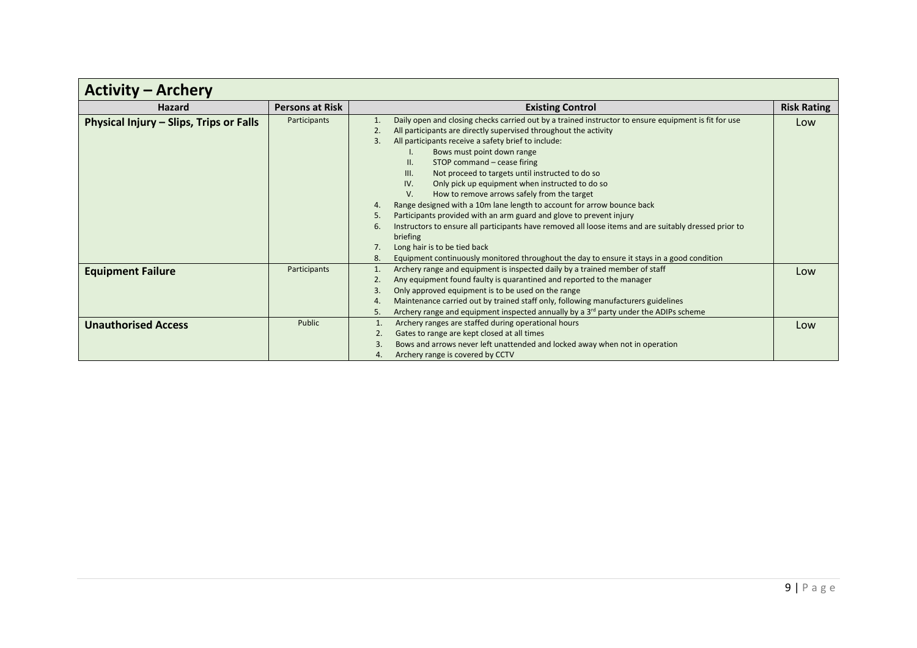## Activity – Archery

| Hazard | Persons at Risk | Existing Control | Risk Rating |
|---|---|---|---|
| **Physical Injury – Slips, Trips or Falls** | Participants | 1. Daily open and closing checks carried out by a trained instructor to ensure equipment is fit for use<br>2. All participants are directly supervised throughout the activity<br>3. All participants receive a safety brief to include:<br>I. Bows must point down range<br>II. STOP command – cease firing<br>III. Not proceed to targets until instructed to do so<br>IV. Only pick up equipment when instructed to do so<br>V. How to remove arrows safely from the target<br>4. Range designed with a 10m lane length to account for arrow bounce back<br>5. Participants provided with an arm guard and glove to prevent injury<br>6. Instructors to ensure all participants have removed all loose items and are suitably dressed prior to briefing<br>7. Long hair is to be tied back<br>8. Equipment continuously monitored throughout the day to ensure it stays in a good condition | Low |
| **Equipment Failure** | Participants | 1. Archery range and equipment is inspected daily by a trained member of staff<br>2. Any equipment found faulty is quarantined and reported to the manager<br>3. Only approved equipment is to be used on the range<br>4. Maintenance carried out by trained staff only, following manufacturers guidelines<br>5. Archery range and equipment inspected annually by a 3rd party under the ADIPs scheme | Low |
| **Unauthorised Access** | Public | 1. Archery ranges are staffed during operational hours<br>2. Gates to range are kept closed at all times<br>3. Bows and arrows never left unattended and locked away when not in operation<br>4. Archery range is covered by CCTV | Low |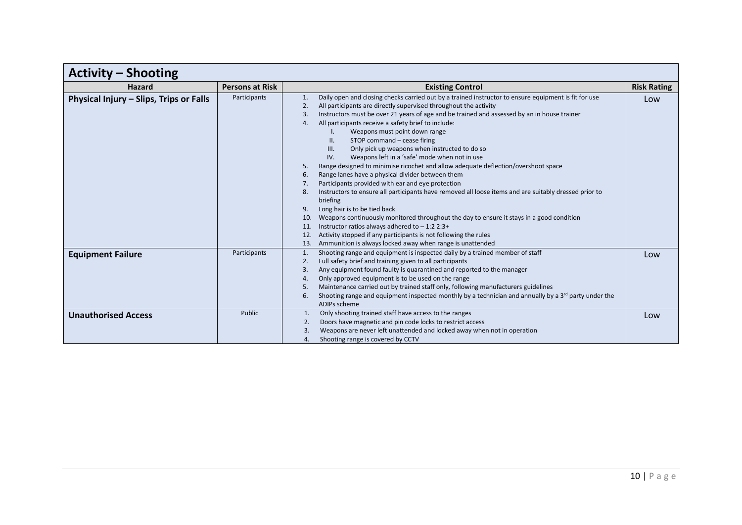## Activity – Shooting

| Hazard | Persons at Risk | Existing Control | Risk Rating |
|---|---|---|---|
| **Physical Injury – Slips, Trips or Falls** | Participants | 1. Daily open and closing checks carried out by a trained instructor to ensure equipment is fit for use<br>2. All participants are directly supervised throughout the activity<br>3. Instructors must be over 21 years of age and be trained and assessed by an in house trainer<br>4. All participants receive a safety brief to include:<br>I. Weapons must point down range<br>II. STOP command – cease firing<br>III. Only pick up weapons when instructed to do so<br>IV. Weapons left in a 'safe' mode when not in use<br>5. Range designed to minimise ricochet and allow adequate deflection/overshoot space<br>6. Range lanes have a physical divider between them<br>7. Participants provided with ear and eye protection<br>8. Instructors to ensure all participants have removed all loose items and are suitably dressed prior to briefing<br>9. Long hair is to be tied back<br>10. Weapons continuously monitored throughout the day to ensure it stays in a good condition<br>11. Instructor ratios always adhered to – 1:2 2:3+<br>12. Activity stopped if any participants is not following the rules<br>13. Ammunition is always locked away when range is unattended | Low |
| **Equipment Failure** | Participants | 1. Shooting range and equipment is inspected daily by a trained member of staff<br>2. Full safety brief and training given to all participants<br>3. Any equipment found faulty is quarantined and reported to the manager<br>4. Only approved equipment is to be used on the range<br>5. Maintenance carried out by trained staff only, following manufacturers guidelines<br>6. Shooting range and equipment inspected monthly by a technician and annually by a 3rd party under the ADIPs scheme | Low |
| **Unauthorised Access** | Public | 1. Only shooting trained staff have access to the ranges<br>2. Doors have magnetic and pin code locks to restrict access<br>3. Weapons are never left unattended and locked away when not in operation<br>4. Shooting range is covered by CCTV | Low |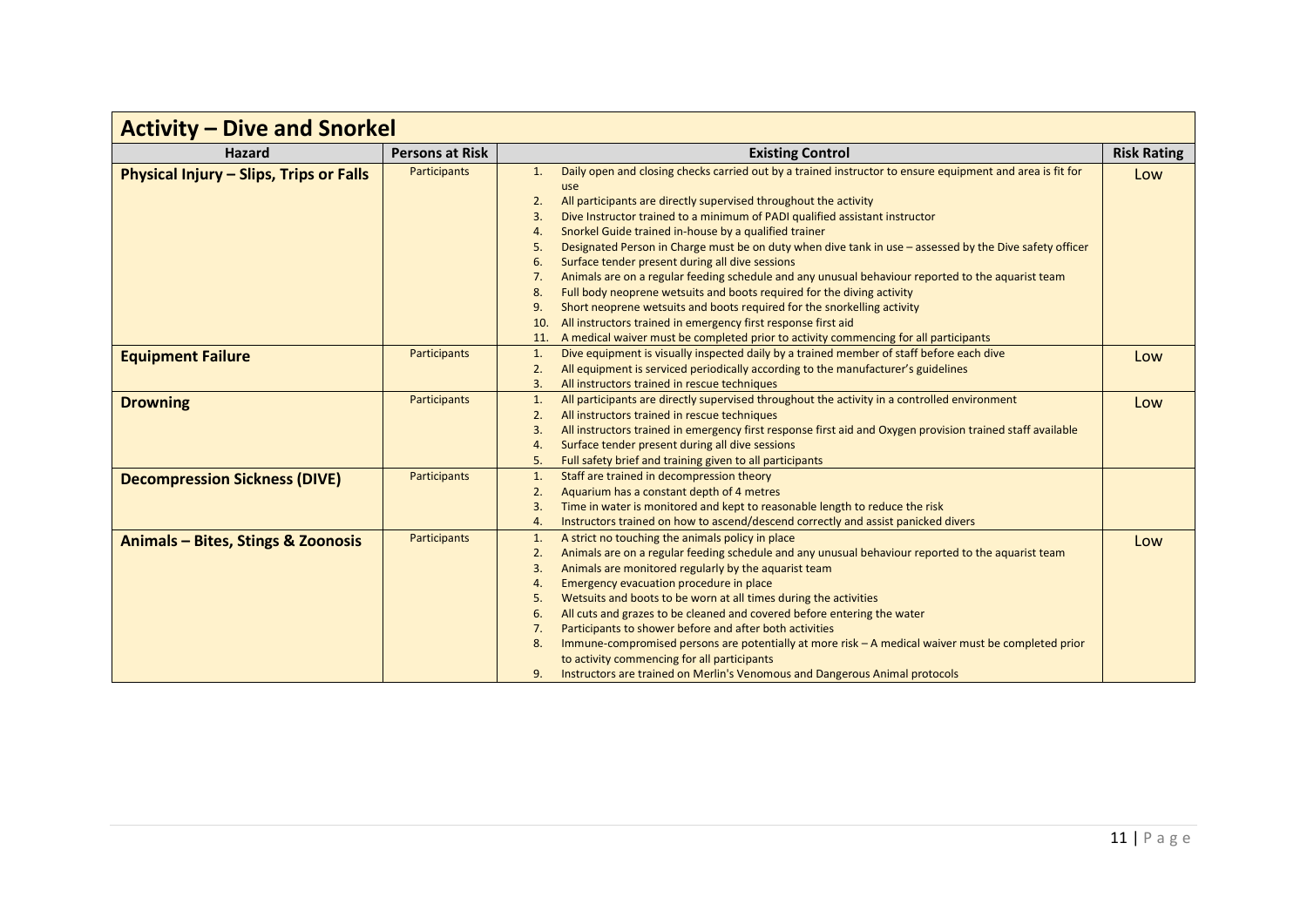## Activity – Dive and Snorkel

| Hazard | Persons at Risk | Existing Control | Risk Rating |
|---|---|---|---|
| **Physical Injury – Slips, Trips or Falls** | Participants | 1. Daily open and closing checks carried out by a trained instructor to ensure equipment and area is fit for use<br>2. All participants are directly supervised throughout the activity<br>3. Dive Instructor trained to a minimum of PADI qualified assistant instructor<br>4. Snorkel Guide trained in-house by a qualified trainer<br>5. Designated Person in Charge must be on duty when dive tank in use – assessed by the Dive safety officer<br>6. Surface tender present during all dive sessions<br>7. Animals are on a regular feeding schedule and any unusual behaviour reported to the aquarist team<br>8. Full body neoprene wetsuits and boots required for the diving activity<br>9. Short neoprene wetsuits and boots required for the snorkelling activity<br>10. All instructors trained in emergency first response first aid<br>11. A medical waiver must be completed prior to activity commencing for all participants | Low |
| **Equipment Failure** | Participants | 1. Dive equipment is visually inspected daily by a trained member of staff before each dive<br>2. All equipment is serviced periodically according to the manufacturer's guidelines<br>3. All instructors trained in rescue techniques | Low |
| **Drowning** | Participants | 1. All participants are directly supervised throughout the activity in a controlled environment<br>2. All instructors trained in rescue techniques<br>3. All instructors trained in emergency first response first aid and Oxygen provision trained staff available<br>4. Surface tender present during all dive sessions<br>5. Full safety brief and training given to all participants | Low |
| **Decompression Sickness (DIVE)** | Participants | 1. Staff are trained in decompression theory<br>2. Aquarium has a constant depth of 4 metres<br>3. Time in water is monitored and kept to reasonable length to reduce the risk<br>4. Instructors trained on how to ascend/descend correctly and assist panicked divers | |
| **Animals – Bites, Stings & Zoonosis** | Participants | 1. A strict no touching the animals policy in place<br>2. Animals are on a regular feeding schedule and any unusual behaviour reported to the aquarist team<br>3. Animals are monitored regularly by the aquarist team<br>4. Emergency evacuation procedure in place<br>5. Wetsuits and boots to be worn at all times during the activities<br>6. All cuts and grazes to be cleaned and covered before entering the water<br>7. Participants to shower before and after both activities<br>8. Immune-compromised persons are potentially at more risk – A medical waiver must be completed prior to activity commencing for all participants<br>9. Instructors are trained on Merlin's Venomous and Dangerous Animal protocols | Low |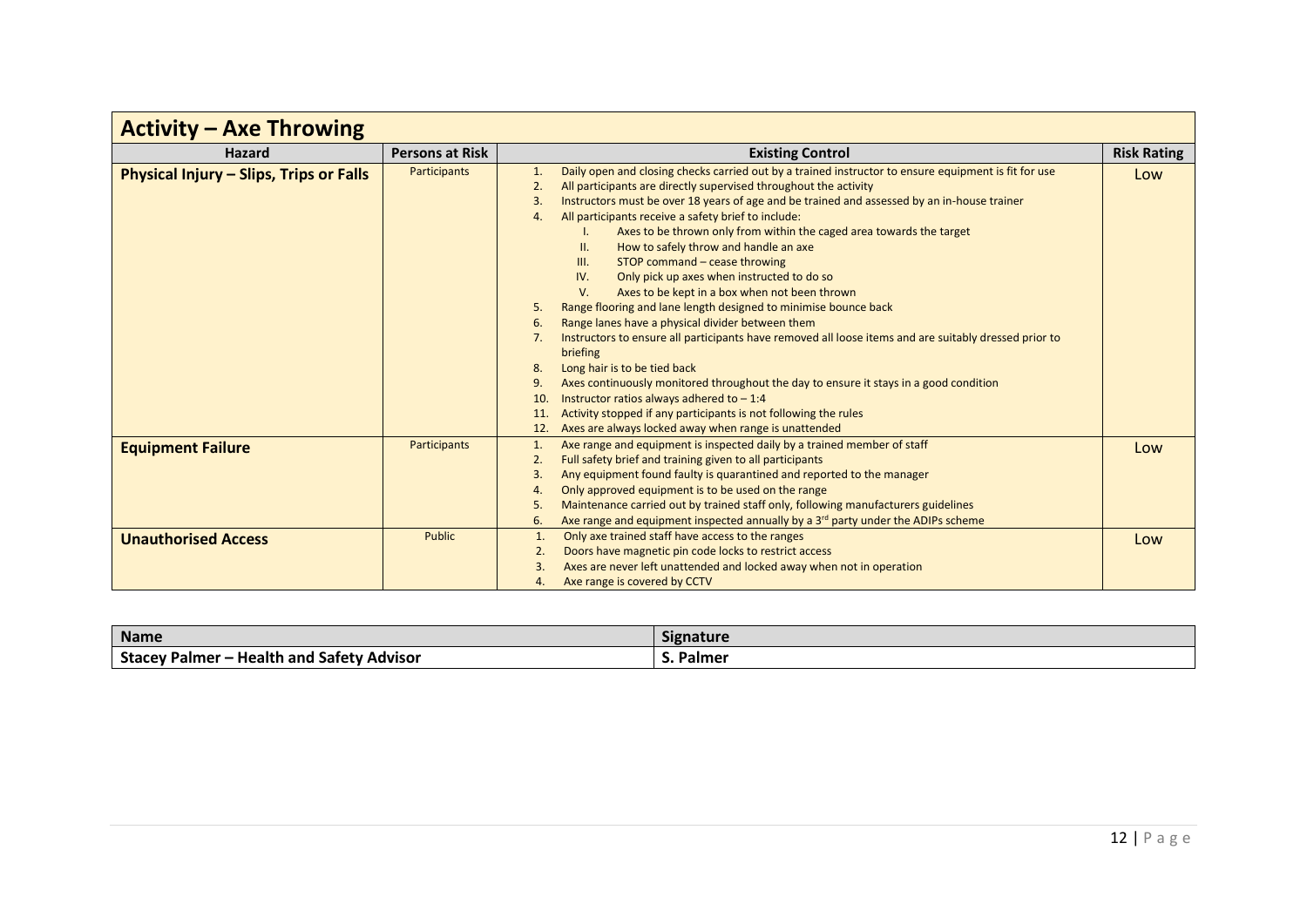## Activity – Axe Throwing

| Hazard | Persons at Risk | Existing Control | Risk Rating |
|---|---|---|---|
| **Physical Injury – Slips, Trips or Falls** | Participants | 1. Daily open and closing checks carried out by a trained instructor to ensure equipment is fit for use<br>2. All participants are directly supervised throughout the activity<br>3. Instructors must be over 18 years of age and be trained and assessed by an in-house trainer<br>4. All participants receive a safety brief to include:<br>I. Axes to be thrown only from within the caged area towards the target<br>II. How to safely throw and handle an axe<br>III. STOP command – cease throwing<br>IV. Only pick up axes when instructed to do so<br>V. Axes to be kept in a box when not been thrown<br>5. Range flooring and lane length designed to minimise bounce back<br>6. Range lanes have a physical divider between them<br>7. Instructors to ensure all participants have removed all loose items and are suitably dressed prior to briefing<br>8. Long hair is to be tied back<br>9. Axes continuously monitored throughout the day to ensure it stays in a good condition<br>10. Instructor ratios always adhered to – 1:4<br>11. Activity stopped if any participants is not following the rules<br>12. Axes are always locked away when range is unattended | Low |
| **Equipment Failure** | Participants | 1. Axe range and equipment is inspected daily by a trained member of staff<br>2. Full safety brief and training given to all participants<br>3. Any equipment found faulty is quarantined and reported to the manager<br>4. Only approved equipment is to be used on the range<br>5. Maintenance carried out by trained staff only, following manufacturers guidelines<br>6. Axe range and equipment inspected annually by a 3rd party under the ADIPs scheme | Low |
| **Unauthorised Access** | Public | 1. Only axe trained staff have access to the ranges<br>2. Doors have magnetic pin code locks to restrict access<br>3. Axes are never left unattended and locked away when not in operation<br>4. Axe range is covered by CCTV | Low |

| Name | Signature |
|---|---|
| **Stacey Palmer – Health and Safety Advisor** | **S. Palmer** |